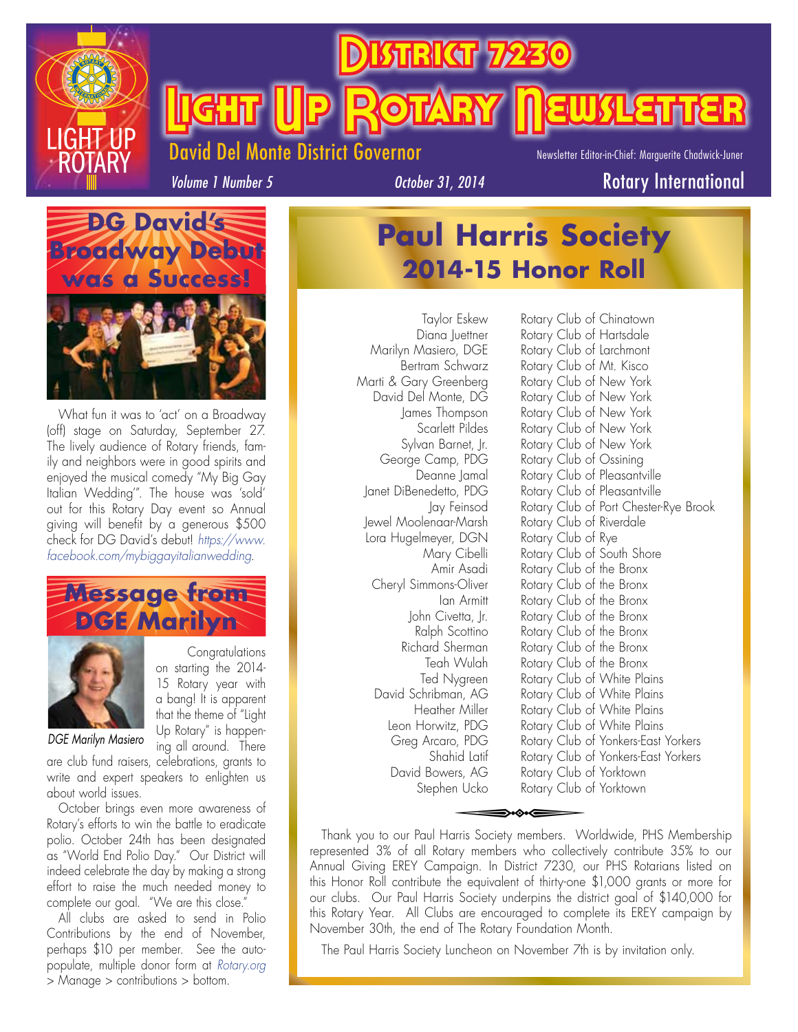# District 7230

# Light Up Rotary Newsletter

David Del Monte District Governor

Newsletter Editor-in-Chief: Marguerite Chadwick-Juner

*Volume 1 Number 5* *October 31, 2014* Rotary International

## DG David's Broadway Debut was a Success!

What fun it was to 'act' on a Broadway (off) stage on Saturday, September 27. The lively audience of Rotary friends, family and neighbors were in good spirits and enjoyed the musical comedy "My Big Gay Italian Wedding". The house was 'sold' out for this Rotary Day event so Annual giving will benefit by a generous $500 check for DG David's debut! *https://www.facebook.com/mybiggayitalianwedding*.

## Message from DGE Marilyn

*DGE Marilyn Masiero*

Congratulations on starting the 2014-15 Rotary year with a bang! It is apparent that the theme of "Light Up Rotary" is happening all around. There are club fund raisers, celebrations, grants to write and expert speakers to enlighten us about world issues.

October brings even more awareness of Rotary's efforts to win the battle to eradicate polio. October 24th has been designated as "World End Polio Day." Our District will indeed celebrate the day by making a strong effort to raise the much needed money to complete our goal. "We are this close."

All clubs are asked to send in Polio Contributions by the end of November, perhaps $10 per member. See the auto-populate, multiple donor form at *Rotary.org* > Manage > contributions > bottom.

## Paul Harris Society 2014-15 Honor Roll

| Name | Club |
|---|---|
| Taylor Eskew | Rotary Club of Chinatown |
| Diana Juettner | Rotary Club of Hartsdale |
| Marilyn Masiero, DGE | Rotary Club of Larchmont |
| Bertram Schwarz | Rotary Club of Mt. Kisco |
| Marti & Gary Greenberg | Rotary Club of New York |
| David Del Monte, DG | Rotary Club of New York |
| James Thompson | Rotary Club of New York |
| Scarlett Pildes | Rotary Club of New York |
| Sylvan Barnet, Jr. | Rotary Club of New York |
| George Camp, PDG | Rotary Club of Ossining |
| Deanne Jamal | Rotary Club of Pleasantville |
| Janet DiBenedetto, PDG | Rotary Club of Pleasantville |
| Jay Feinsod | Rotary Club of Port Chester-Rye Brook |
| Jewel Moolenaar-Marsh | Rotary Club of Riverdale |
| Lora Hugelmeyer, DGN | Rotary Club of Rye |
| Mary Cibelli | Rotary Club of South Shore |
| Amir Asadi | Rotary Club of the Bronx |
| Cheryl Simmons-Oliver | Rotary Club of the Bronx |
| Ian Armitt | Rotary Club of the Bronx |
| John Civetta, Jr. | Rotary Club of the Bronx |
| Ralph Scottino | Rotary Club of the Bronx |
| Richard Sherman | Rotary Club of the Bronx |
| Teah Wulah | Rotary Club of the Bronx |
| Ted Nygreen | Rotary Club of White Plains |
| David Schribman, AG | Rotary Club of White Plains |
| Heather Miller | Rotary Club of White Plains |
| Leon Horwitz, PDG | Rotary Club of White Plains |
| Greg Arcaro, PDG | Rotary Club of Yonkers-East Yorkers |
| Shahid Latif | Rotary Club of Yonkers-East Yorkers |
| David Bowers, AG | Rotary Club of Yorktown |
| Stephen Ucko | Rotary Club of Yorktown |

Thank you to our Paul Harris Society members. Worldwide, PHS Membership represented 3% of all Rotary members who collectively contribute 35% to our Annual Giving EREY Campaign. In District 7230, our PHS Rotarians listed on this Honor Roll contribute the equivalent of thirty-one $1,000 grants or more for our clubs. Our Paul Harris Society underpins the district goal of $140,000 for this Rotary Year. All Clubs are encouraged to complete its EREY campaign by November 30th, the end of The Rotary Foundation Month.

The Paul Harris Society Luncheon on November 7th is by invitation only.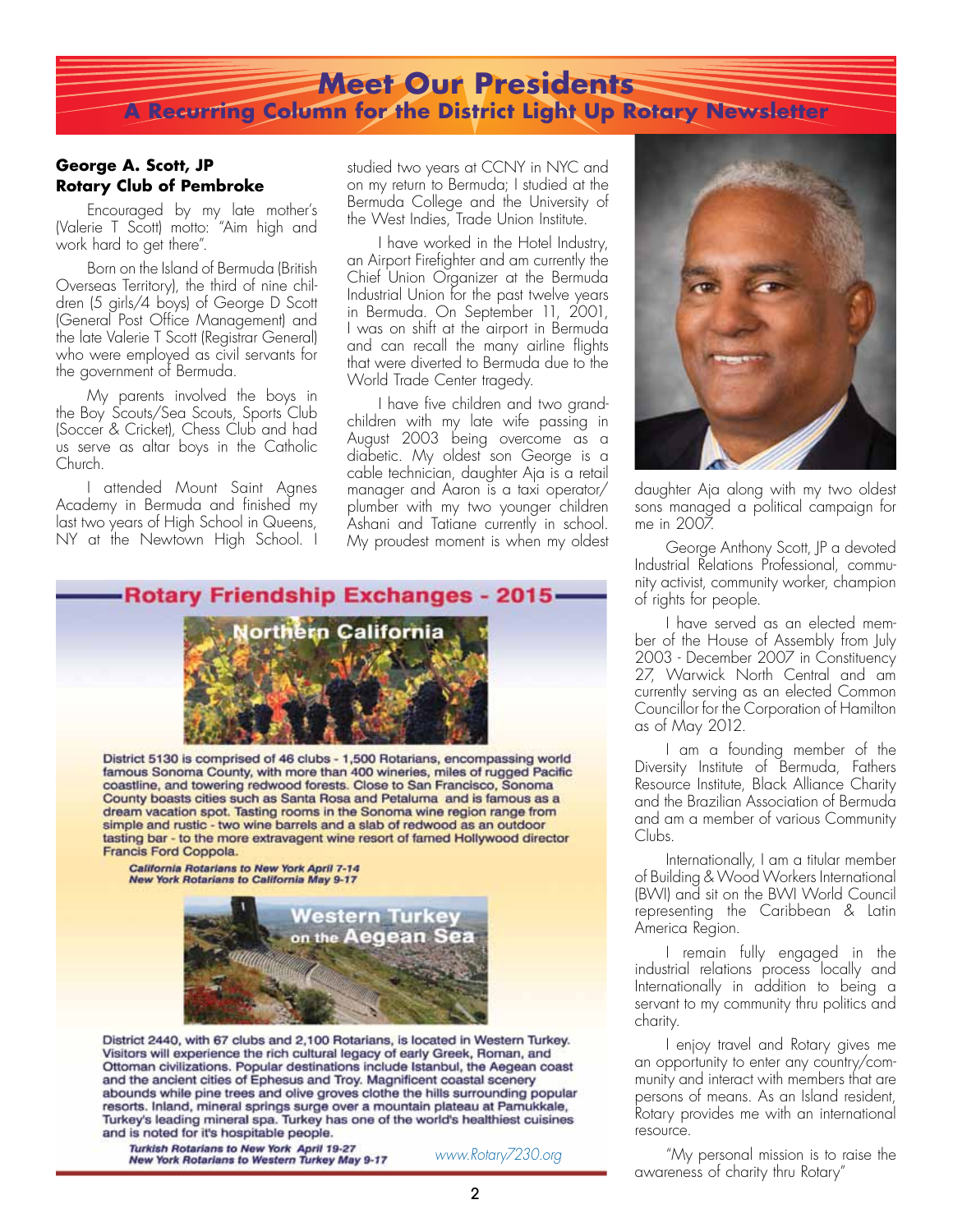# Meet Our Presidents

## A Recurring Column for the District Light Up Rotary Newsletter

### George A. Scott, JP
### Rotary Club of Pembroke

Encouraged by my late mother's (Valerie T Scott) motto: "Aim high and work hard to get there".

Born on the Island of Bermuda (British Overseas Territory), the third of nine children (5 girls/4 boys) of George D Scott (General Post Office Management) and the late Valerie T Scott (Registrar General) who were employed as civil servants for the government of Bermuda.

My parents involved the boys in the Boy Scouts/Sea Scouts, Sports Club (Soccer & Cricket), Chess Club and had us serve as altar boys in the Catholic Church.

I attended Mount Saint Agnes Academy in Bermuda and finished my last two years of High School in Queens, NY at the Newtown High School. I studied two years at CCNY in NYC and on my return to Bermuda; I studied at the Bermuda College and the University of the West Indies, Trade Union Institute.

I have worked in the Hotel Industry, an Airport Firefighter and am currently the Chief Union Organizer at the Bermuda Industrial Union for the past twelve years in Bermuda. On September 11, 2001, I was on shift at the airport in Bermuda and can recall the many airline flights that were diverted to Bermuda due to the World Trade Center tragedy.

I have five children and two grandchildren with my late wife passing in August 2003 being overcome as a diabetic. My oldest son George is a cable technician, daughter Aja is a retail manager and Aaron is a taxi operator/plumber with my two younger children Ashani and Tatiane currently in school. My proudest moment is when my oldest daughter Aja along with my two oldest sons managed a political campaign for me in 2007.

George Anthony Scott, JP a devoted Industrial Relations Professional, community activist, community worker, champion of rights for people.

I have served as an elected member of the House of Assembly from July 2003 - December 2007 in Constituency 27, Warwick North Central and am currently serving as an elected Common Councillor for the Corporation of Hamilton as of May 2012.

I am a founding member of the Diversity Institute of Bermuda, Fathers Resource Institute, Black Alliance Charity and the Brazilian Association of Bermuda and am a member of various Community Clubs.

Internationally, I am a titular member of Building & Wood Workers International (BWI) and sit on the BWI World Council representing the Caribbean & Latin America Region.

I remain fully engaged in the industrial relations process locally and Internationally in addition to being a servant to my community thru politics and charity.

I enjoy travel and Rotary gives me an opportunity to enter any country/community and interact with members that are persons of means. As an Island resident, Rotary provides me with an international resource.

"My personal mission is to raise the awareness of charity thru Rotary"

## Rotary Friendship Exchanges - 2015

### Northern California

District 5130 is comprised of 46 clubs - 1,500 Rotarians, encompassing world famous Sonoma County, with more than 400 wineries, miles of rugged Pacific coastline, and towering redwood forests. Close to San Francisco, Sonoma County boasts cities such as Santa Rosa and Petaluma and is famous as a dream vacation spot. Tasting rooms in the Sonoma wine region range from simple and rustic - two wine barrels and a slab of redwood as an outdoor tasting bar - to the more extravagent wine resort of famed Hollywood director Francis Ford Coppola.

***California Rotarians to New York April 7-14***
***New York Rotarians to California May 9-17***

### Western Turkey on the Aegean Sea

District 2440, with 67 clubs and 2,100 Rotarians, is located in Western Turkey. Visitors will experience the rich cultural legacy of early Greek, Roman, and Ottoman civilizations. Popular destinations include Istanbul, the Aegean coast and the ancient cities of Ephesus and Troy. Magnificent coastal scenery abounds while pine trees and olive groves clothe the hills surrounding popular resorts. Inland, mineral springs surge over a mountain plateau at Pamukkale, Turkey's leading mineral spa. Turkey has one of the world's healthiest cuisines and is noted for it's hospitable people.

***Turkish Rotarians to New York April 19-27***
***New York Rotarians to Western Turkey May 9-17***

*www.Rotary7230.org*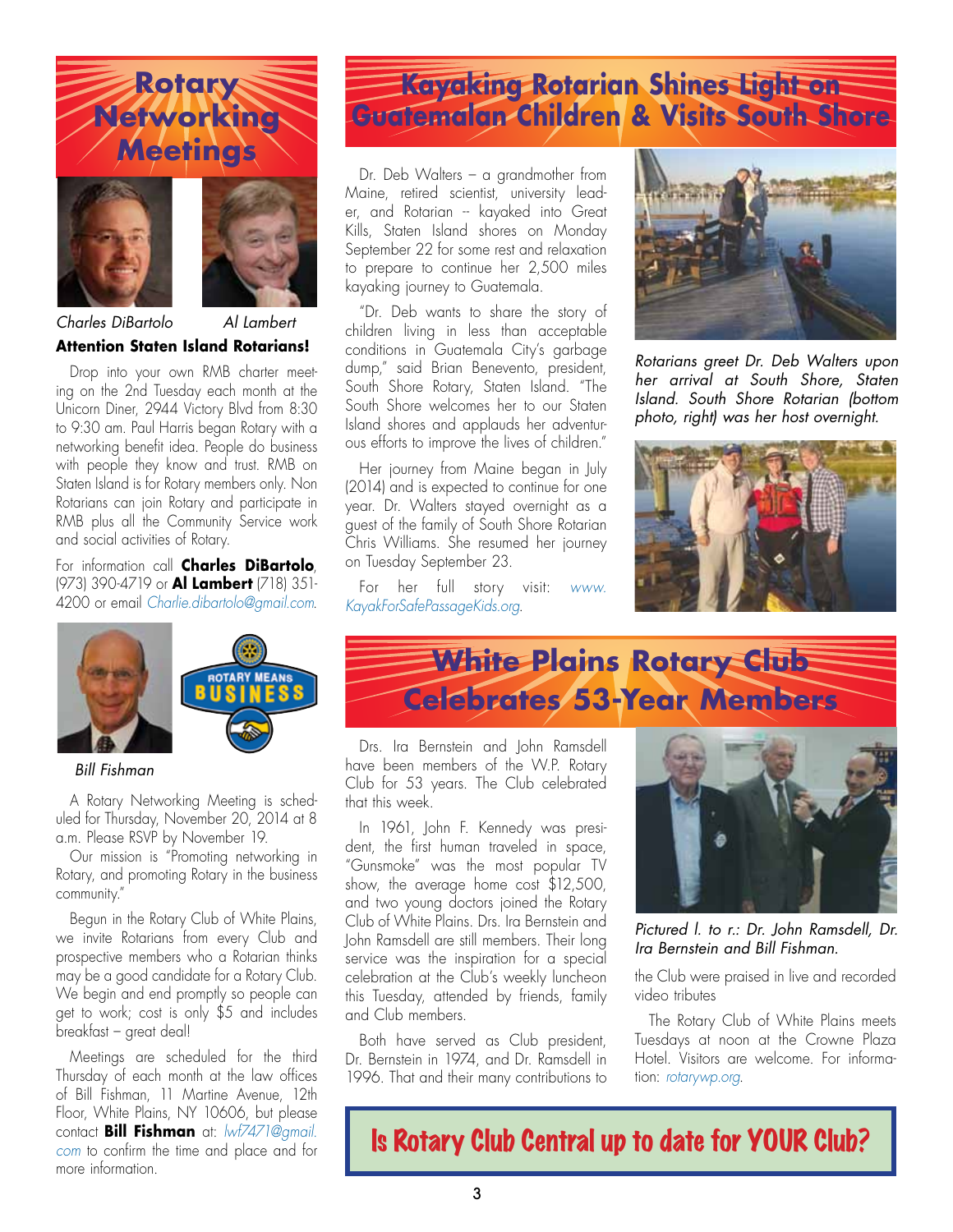# Rotary Networking Meetings

*Charles DiBartolo* *Al Lambert*

**Attention Staten Island Rotarians!**

Drop into your own RMB charter meeting on the 2nd Tuesday each month at the Unicorn Diner, 2944 Victory Blvd from 8:30 to 9:30 am. Paul Harris began Rotary with a networking benefit idea. People do business with people they know and trust. RMB on Staten Island is for Rotary members only. Non Rotarians can join Rotary and participate in RMB plus all the Community Service work and social activities of Rotary.

For information call **Charles DiBartolo**, (973) 390-4719 or **Al Lambert** (718) 351-4200 or email *Charlie.dibartolo@gmail.com*.

ROTARY MEANS BUSINESS

*Bill Fishman*

A Rotary Networking Meeting is scheduled for Thursday, November 20, 2014 at 8 a.m. Please RSVP by November 19.

Our mission is "Promoting networking in Rotary, and promoting Rotary in the business community."

Begun in the Rotary Club of White Plains, we invite Rotarians from every Club and prospective members who a Rotarian thinks may be a good candidate for a Rotary Club. We begin and end promptly so people can get to work; cost is only $5 and includes breakfast – great deal!

Meetings are scheduled for the third Thursday of each month at the law offices of Bill Fishman, 11 Martine Avenue, 12th Floor, White Plains, NY 10606, but please contact **Bill Fishman** at: *lwf7471@gmail.com* to confirm the time and place and for more information.

# Kayaking Rotarian Shines Light on Guatemalan Children & Visits South Shore

Dr. Deb Walters – a grandmother from Maine, retired scientist, university leader, and Rotarian -- kayaked into Great Kills, Staten Island shores on Monday September 22 for some rest and relaxation to prepare to continue her 2,500 miles kayaking journey to Guatemala.

"Dr. Deb wants to share the story of children living in less than acceptable conditions in Guatemala City's garbage dump," said Brian Benevento, president, South Shore Rotary, Staten Island. "The South Shore welcomes her to our Staten Island shores and applauds her adventurous efforts to improve the lives of children."

Her journey from Maine began in July (2014) and is expected to continue for one year. Dr. Walters stayed overnight as a guest of the family of South Shore Rotarian Chris Williams. She resumed her journey on Tuesday September 23.

For her full story visit: *www.KayakForSafePassageKids.org*.

*Rotarians greet Dr. Deb Walters upon her arrival at South Shore, Staten Island. South Shore Rotarian (bottom photo, right) was her host overnight.*

# White Plains Rotary Club Celebrates 53-Year Members

Drs. Ira Bernstein and John Ramsdell have been members of the W.P. Rotary Club for 53 years. The Club celebrated that this week.

In 1961, John F. Kennedy was president, the first human traveled in space, "Gunsmoke" was the most popular TV show, the average home cost $12,500, and two young doctors joined the Rotary Club of White Plains. Drs. Ira Bernstein and John Ramsdell are still members. Their long service was the inspiration for a special celebration at the Club's weekly luncheon this Tuesday, attended by friends, family and Club members.

Both have served as Club president, Dr. Bernstein in 1974, and Dr. Ramsdell in 1996. That and their many contributions to the Club were praised in live and recorded video tributes

*Pictured l. to r.: Dr. John Ramsdell, Dr. Ira Bernstein and Bill Fishman.*

The Rotary Club of White Plains meets Tuesdays at noon at the Crowne Plaza Hotel. Visitors are welcome. For information: *rotarywp.org*.

**Is Rotary Club Central up to date for YOUR Club?**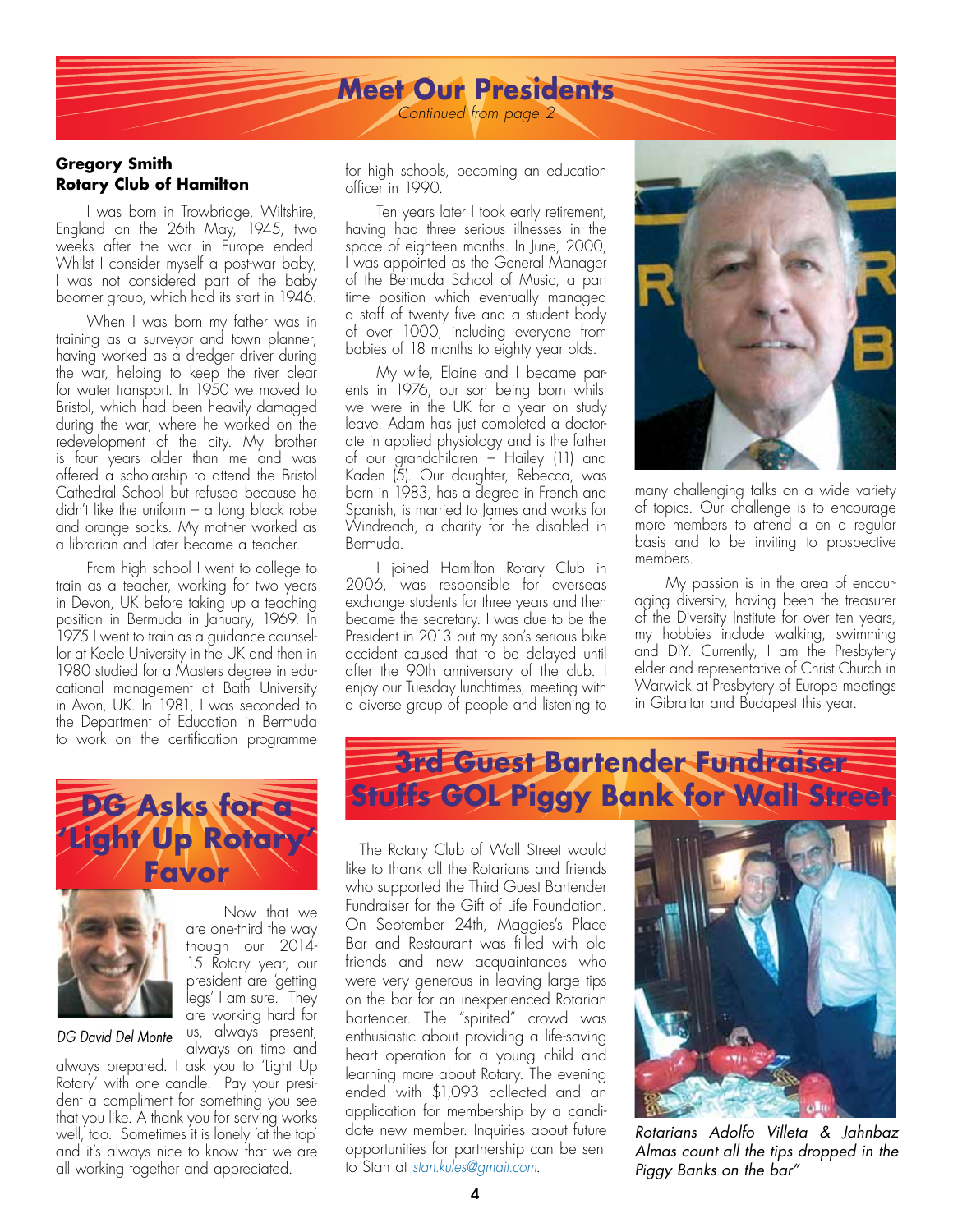# Meet Our Presidents

*Continued from page 2*

**Gregory Smith**
**Rotary Club of Hamilton**

I was born in Trowbridge, Wiltshire, England on the 26th May, 1945, two weeks after the war in Europe ended. Whilst I consider myself a post-war baby, I was not considered part of the baby boomer group, which had its start in 1946.

When I was born my father was in training as a surveyor and town planner, having worked as a dredger driver during the war, helping to keep the river clear for water transport. In 1950 we moved to Bristol, which had been heavily damaged during the war, where he worked on the redevelopment of the city. My brother is four years older than me and was offered a scholarship to attend the Bristol Cathedral School but refused because he didn't like the uniform – a long black robe and orange socks. My mother worked as a librarian and later became a teacher.

From high school I went to college to train as a teacher, working for two years in Devon, UK before taking up a teaching position in Bermuda in January, 1969. In 1975 I went to train as a guidance counsellor at Keele University in the UK and then in 1980 studied for a Masters degree in educational management at Bath University in Avon, UK. In 1981, I was seconded to the Department of Education in Bermuda to work on the certification programme for high schools, becoming an education officer in 1990.

Ten years later I took early retirement, having had three serious illnesses in the space of eighteen months. In June, 2000, I was appointed as the General Manager of the Bermuda School of Music, a part time position which eventually managed a staff of twenty five and a student body of over 1000, including everyone from babies of 18 months to eighty year olds.

My wife, Elaine and I became parents in 1976, our son being born whilst we were in the UK for a year on study leave. Adam has just completed a doctorate in applied physiology and is the father of our grandchildren – Hailey (11) and Kaden (5). Our daughter, Rebecca, was born in 1983, has a degree in French and Spanish, is married to James and works for Windreach, a charity for the disabled in Bermuda.

I joined Hamilton Rotary Club in 2006, was responsible for overseas exchange students for three years and then became the secretary. I was due to be the President in 2013 but my son's serious bike accident caused that to be delayed until after the 90th anniversary of the club. I enjoy our Tuesday lunchtimes, meeting with a diverse group of people and listening to many challenging talks on a wide variety of topics. Our challenge is to encourage more members to attend a on a regular basis and to be inviting to prospective members.

My passion is in the area of encouraging diversity, having been the treasurer of the Diversity Institute for over ten years, my hobbies include walking, swimming and DIY. Currently, I am the Presbytery elder and representative of Christ Church in Warwick at Presbytery of Europe meetings in Gibraltar and Budapest this year.

# DG Asks for a 'Light Up Rotary' Favor

*DG David Del Monte*

Now that we are one-third the way though our 2014-15 Rotary year, our president are 'getting legs' I am sure. They are working hard for us, always present, always on time and always prepared. I ask you to 'Light Up Rotary' with one candle. Pay your president a compliment for something you see that you like. A thank you for serving works well, too. Sometimes it is lonely 'at the top' and it's always nice to know that we are all working together and appreciated.

# 3rd Guest Bartender Fundraiser Stuffs GOL Piggy Bank for Wall Street

The Rotary Club of Wall Street would like to thank all the Rotarians and friends who supported the Third Guest Bartender Fundraiser for the Gift of Life Foundation. On September 24th, Maggies's Place Bar and Restaurant was filled with old friends and new acquaintances who were very generous in leaving large tips on the bar for an inexperienced Rotarian bartender. The "spirited" crowd was enthusiastic about providing a life-saving heart operation for a young child and learning more about Rotary. The evening ended with $1,093 collected and an application for membership by a candidate new member. Inquiries about future opportunities for partnership can be sent to Stan at stan.kules@gmail.com.

*Rotarians Adolfo Villeta & Jahnbaz Almas count all the tips dropped in the Piggy Banks on the bar"*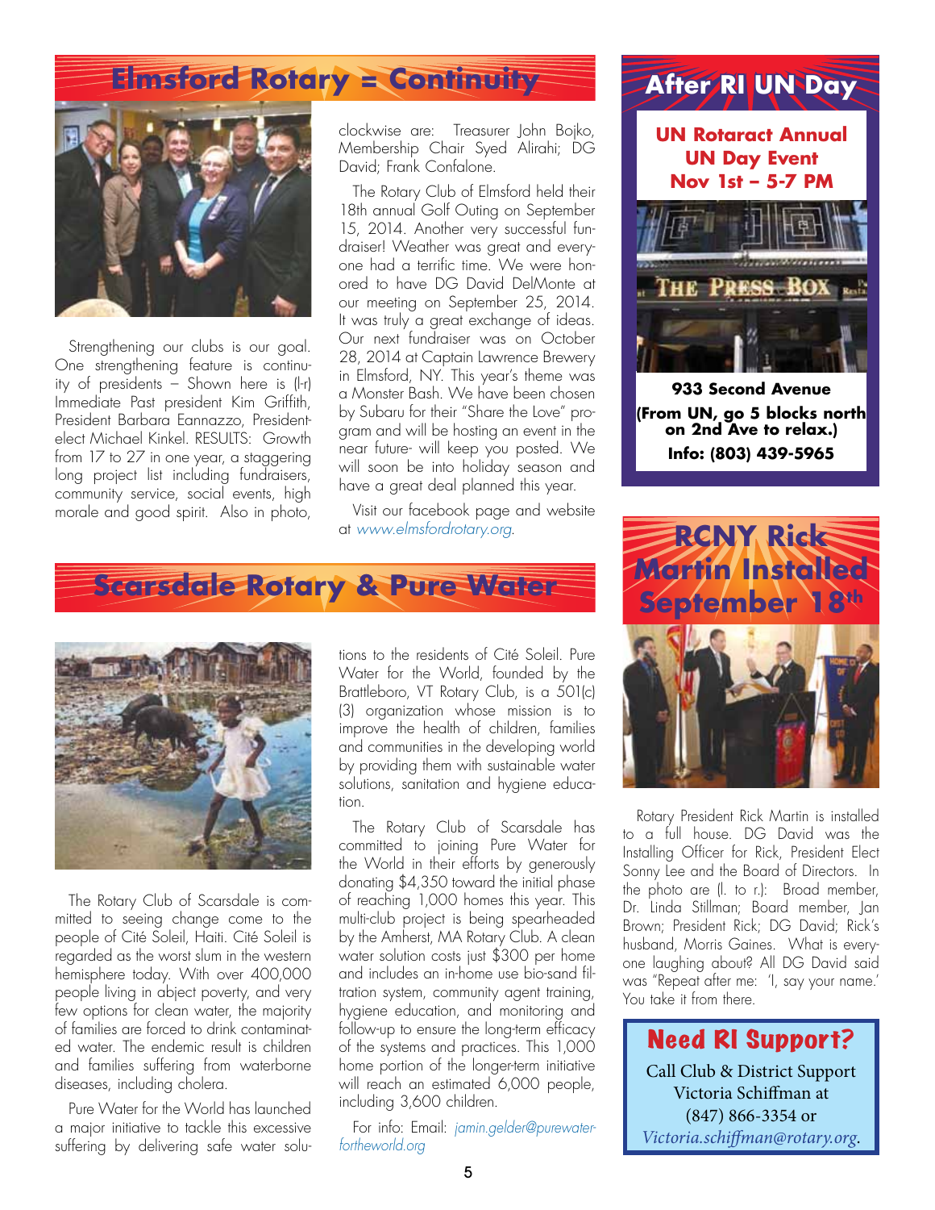## Elmsford Rotary = Continuity

Strengthening our clubs is our goal. One strengthening feature is continuity of presidents – Shown here is (l-r) Immediate Past president Kim Griffith, President Barbara Eannazzo, President-elect Michael Kinkel. RESULTS: Growth from 17 to 27 in one year, a staggering long project list including fundraisers, community service, social events, high morale and good spirit. Also in photo, clockwise are: Treasurer John Bojko, Membership Chair Syed Alirahi; DG David; Frank Confalone.

The Rotary Club of Elmsford held their 18th annual Golf Outing on September 15, 2014. Another very successful fundraiser! Weather was great and everyone had a terrific time. We were honored to have DG David DelMonte at our meeting on September 25, 2014. It was truly a great exchange of ideas. Our next fundraiser was on October 28, 2014 at Captain Lawrence Brewery in Elmsford, NY. This year's theme was a Monster Bash. We have been chosen by Subaru for their "Share the Love" program and will be hosting an event in the near future- will keep you posted. We will soon be into holiday season and have a great deal planned this year.

Visit our facebook page and website at *www.elmsfordrotary.org*.

## Scarsdale Rotary & Pure Water

The Rotary Club of Scarsdale is committed to seeing change come to the people of Cité Soleil, Haiti. Cité Soleil is regarded as the worst slum in the western hemisphere today. With over 400,000 people living in abject poverty, and very few options for clean water, the majority of families are forced to drink contaminated water. The endemic result is children and families suffering from waterborne diseases, including cholera.

Pure Water for the World has launched a major initiative to tackle this excessive suffering by delivering safe water solutions to the residents of Cité Soleil. Pure Water for the World, founded by the Brattleboro, VT Rotary Club, is a 501(c)(3) organization whose mission is to improve the health of children, families and communities in the developing world by providing them with sustainable water solutions, sanitation and hygiene education.

The Rotary Club of Scarsdale has committed to joining Pure Water for the World in their efforts by generously donating $4,350 toward the initial phase of reaching 1,000 homes this year. This multi-club project is being spearheaded by the Amherst, MA Rotary Club. A clean water solution costs just $300 per home and includes an in-home use bio-sand filtration system, community agent training, hygiene education, and monitoring and follow-up to ensure the long-term efficacy of the systems and practices. This 1,000 home portion of the longer-term initiative will reach an estimated 6,000 people, including 3,600 children.

For info: Email: *jamin.gelder@purewaterfortheworld.org*

## After RI UN Day

**UN Rotaract Annual UN Day Event**
**Nov 1st – 5-7 PM**

THE PRESS BOX

**933 Second Avenue**
**(From UN, go 5 blocks north on 2nd Ave to relax.)**
**Info: (803) 439-5965**

## RCNY Rick Martin Installed September 18th

Rotary President Rick Martin is installed to a full house. DG David was the Installing Officer for Rick, President Elect Sonny Lee and the Board of Directors. In the photo are (l. to r.): Broad member, Dr. Linda Stillman; Board member, Jan Brown; President Rick; DG David; Rick's husband, Morris Gaines. What is everyone laughing about? All DG David said was "Repeat after me: 'I, say your name.' You take it from there.

### Need RI Support?

Call Club & District Support
Victoria Schiffman at
(847) 866-3354 or
*Victoria.schiffman@rotary.org*.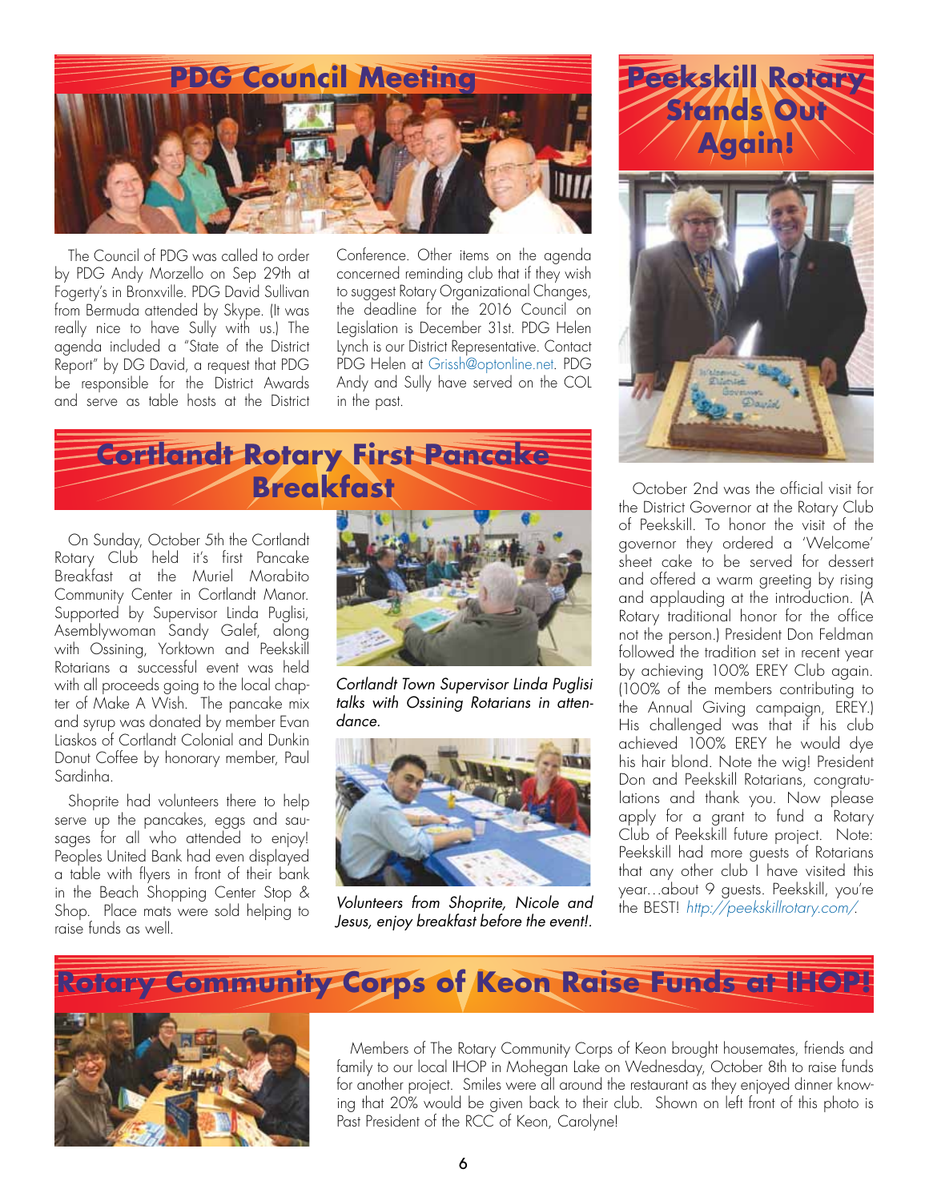## PDG Council Meeting

The Council of PDG was called to order by PDG Andy Morzello on Sep 29th at Fogerty's in Bronxville. PDG David Sullivan from Bermuda attended by Skype. (It was really nice to have Sully with us.) The agenda included a "State of the District Report" by DG David, a request that PDG be responsible for the District Awards and serve as table hosts at the District Conference. Other items on the agenda concerned reminding club that if they wish to suggest Rotary Organizational Changes, the deadline for the 2016 Council on Legislation is December 31st. PDG Helen Lynch is our District Representative. Contact PDG Helen at Grissh@optonline.net. PDG Andy and Sully have served on the COL in the past.

## Cortlandt Rotary First Pancake Breakfast

On Sunday, October 5th the Cortlandt Rotary Club held it's first Pancake Breakfast at the Muriel Morabito Community Center in Cortlandt Manor. Supported by Supervisor Linda Puglisi, Asemblywoman Sandy Galef, along with Ossining, Yorktown and Peekskill Rotarians a successful event was held with all proceeds going to the local chapter of Make A Wish. The pancake mix and syrup was donated by member Evan Liaskos of Cortlandt Colonial and Dunkin Donut Coffee by honorary member, Paul Sardinha.

Shoprite had volunteers there to help serve up the pancakes, eggs and sausages for all who attended to enjoy! Peoples United Bank had even displayed a table with flyers in front of their bank in the Beach Shopping Center Stop & Shop. Place mats were sold helping to raise funds as well.

*Cortlandt Town Supervisor Linda Puglisi talks with Ossining Rotarians in attendance.*

*Volunteers from Shoprite, Nicole and Jesus, enjoy breakfast before the event!.*

## Peekskill Rotary Stands Out Again!

October 2nd was the official visit for the District Governor at the Rotary Club of Peekskill. To honor the visit of the governor they ordered a 'Welcome' sheet cake to be served for dessert and offered a warm greeting by rising and applauding at the introduction. (A Rotary traditional honor for the office not the person.) President Don Feldman followed the tradition set in recent year by achieving 100% EREY Club again. (100% of the members contributing to the Annual Giving campaign, EREY.) His challenged was that if his club achieved 100% EREY he would dye his hair blond. Note the wig! President Don and Peekskill Rotarians, congratulations and thank you. Now please apply for a grant to fund a Rotary Club of Peekskill future project. Note: Peekskill had more guests of Rotarians that any other club I have visited this year…about 9 guests. Peekskill, you're the BEST! *http://peekskillrotary.com/.*

## Rotary Community Corps of Keon Raise Funds at IHOP!

Members of The Rotary Community Corps of Keon brought housemates, friends and family to our local IHOP in Mohegan Lake on Wednesday, October 8th to raise funds for another project. Smiles were all around the restaurant as they enjoyed dinner knowing that 20% would be given back to their club. Shown on left front of this photo is Past President of the RCC of Keon, Carolyne!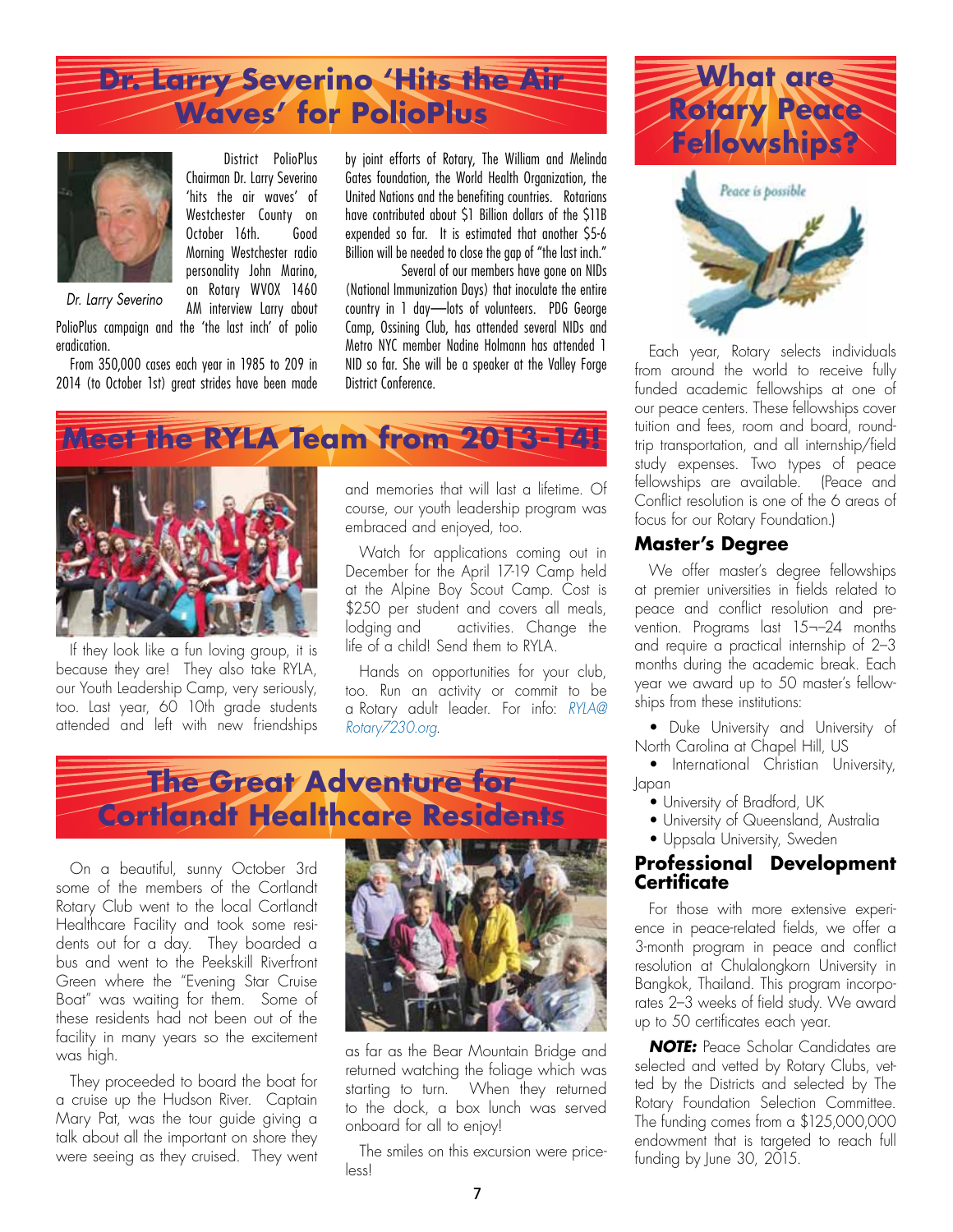# Dr. Larry Severino 'Hits the Air Waves' for PolioPlus

*Dr. Larry Severino*

District PolioPlus Chairman Dr. Larry Severino 'hits the air waves' of Westchester County on October 16th. Good Morning Westchester radio personality John Marino, on Rotary WVOX 1460 AM interview Larry about PolioPlus campaign and the 'the last inch' of polio eradication.

From 350,000 cases each year in 1985 to 209 in 2014 (to October 1st) great strides have been made by joint efforts of Rotary, The William and Melinda Gates foundation, the World Health Organization, the United Nations and the benefiting countries. Rotarians have contributed about $1 Billion dollars of the $11B expended so far. It is estimated that another $5-6 Billion will be needed to close the gap of "the last inch."

Several of our members have gone on NIDs (National Immunization Days) that inoculate the entire country in 1 day—lots of volunteers. PDG George Camp, Ossining Club, has attended several NIDs and Metro NYC member Nadine Holmann has attended 1 NID so far. She will be a speaker at the Valley Forge District Conference.

# Meet the RYLA Team from 2013-14!

If they look like a fun loving group, it is because they are! They also take RYLA, our Youth Leadership Camp, very seriously, too. Last year, 60 10th grade students attended and left with new friendships and memories that will last a lifetime. Of course, our youth leadership program was embraced and enjoyed, too.

Watch for applications coming out in December for the April 17-19 Camp held at the Alpine Boy Scout Camp. Cost is $250 per student and covers all meals, lodging and activities. Change the life of a child! Send them to RYLA.

Hands on opportunities for your club, too. Run an activity or commit to be a Rotary adult leader. For info: *RYLA@Rotary7230.org.*

# The Great Adventure for Cortlandt Healthcare Residents

On a beautiful, sunny October 3rd some of the members of the Cortlandt Rotary Club went to the local Cortlandt Healthcare Facility and took some residents out for a day. They boarded a bus and went to the Peekskill Riverfront Green where the "Evening Star Cruise Boat" was waiting for them. Some of these residents had not been out of the facility in many years so the excitement was high.

They proceeded to board the boat for a cruise up the Hudson River. Captain Mary Pat, was the tour guide giving a talk about all the important on shore they were seeing as they cruised. They went as far as the Bear Mountain Bridge and returned watching the foliage which was starting to turn. When they returned to the dock, a box lunch was served onboard for all to enjoy!

The smiles on this excursion were priceless!

# What are Rotary Peace Fellowships?

*Peace is possible*

Each year, Rotary selects individuals from around the world to receive fully funded academic fellowships at one of our peace centers. These fellowships cover tuition and fees, room and board, round-trip transportation, and all internship/field study expenses. Two types of peace fellowships are available. (Peace and Conflict resolution is one of the 6 areas of focus for our Rotary Foundation.)

## Master's Degree

We offer master's degree fellowships at premier universities in fields related to peace and conflict resolution and prevention. Programs last 15¬–24 months and require a practical internship of 2–3 months during the academic break. Each year we award up to 50 master's fellowships from these institutions:

- Duke University and University of North Carolina at Chapel Hill, US
- International Christian University, Japan
- University of Bradford, UK
- University of Queensland, Australia
- Uppsala University, Sweden

## Professional Development Certificate

For those with more extensive experience in peace-related fields, we offer a 3-month program in peace and conflict resolution at Chulalongkorn University in Bangkok, Thailand. This program incorporates 2–3 weeks of field study. We award up to 50 certificates each year.

***NOTE:*** Peace Scholar Candidates are selected and vetted by Rotary Clubs, vetted by the Districts and selected by The Rotary Foundation Selection Committee. The funding comes from a $125,000,000 endowment that is targeted to reach full funding by June 30, 2015.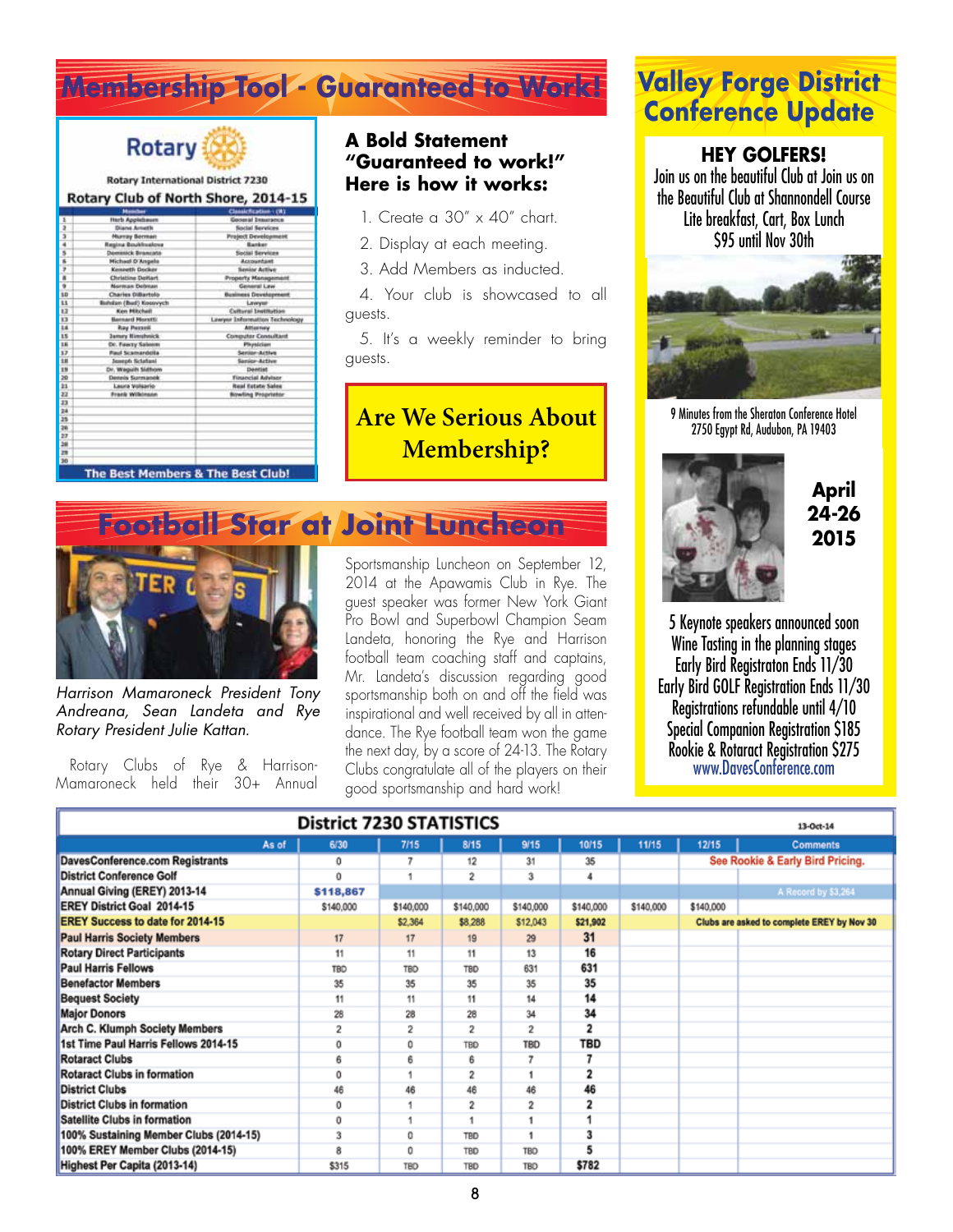# Membership Tool - Guaranteed to Work!

Rotary

Rotary International District 7230

Rotary Club of North Shore, 2014-15

| | Member | Classification - (R) |
|---|---|---|
| 1 | Herb Applebaum | General Insurance |
| 2 | Diane Ameth | Social Services |
| 3 | Murray Berman | Project Development |
| 4 | Regina Boukhvalova | Banker |
| 5 | Dominick Brancato | Social Services |
| 6 | Michael D'Angelo | Accountant |
| 7 | Kenneth Docker | Senior Active |
| 8 | Christine Delfart | Property Management |
| 9 | Norman Dolman | General Law |
| 10 | Charles DiBartolo | Business Development |
| 11 | Bohdan (Bud) Kosovych | Lawyer |
| 12 | Ken Mitchell | Cultural Institution |
| 13 | Bernard Moretti | Lawyer Information Technology |
| 14 | Ray Pezzoli | Attorney |
| 15 | Jamey Rimshnick | Computer Consultant |
| 16 | Dr. Fawzy Saleem | Physician |
| 17 | Paul Scamardella | Senior-Active |
| 18 | Joseph Sclafani | Senior-Active |
| 19 | Dr. Waguih Sidhom | Dentist |
| 20 | Dennis Surmanek | Financial Advisor |
| 21 | Laura Volsario | Real Estate Sales |
| 22 | Frank Wilkinson | Bowling Proprietor |
| 23 | | |
| 24 | | |
| 25 | | |
| 26 | | |
| 27 | | |
| 28 | | |
| 29 | | |
| 30 | | |

The Best Members & The Best Club!

### A Bold Statement "Guaranteed to work!" Here is how it works:

1. Create a 30" x 40" chart.
2. Display at each meeting.
3. Add Members as inducted.
4. Your club is showcased to all guests.
5. It's a weekly reminder to bring guests.

**Are We Serious About Membership?**

# Football Star at Joint Luncheon

*Harrison Mamaroneck President Tony Andreana, Sean Landeta and Rye Rotary President Julie Kattan.*

Rotary Clubs of Rye & Harrison-Mamaroneck held their 30+ Annual Sportsmanship Luncheon on September 12, 2014 at the Apawamis Club in Rye. The guest speaker was former New York Giant Pro Bowl and Superbowl Champion Seam Landeta, honoring the Rye and Harrison football team coaching staff and captains, Mr. Landeta's discussion regarding good sportsmanship both on and off the field was inspirational and well received by all in attendance. The Rye football team won the game the next day, by a score of 24-13. The Rotary Clubs congratulate all of the players on their good sportsmanship and hard work!

# Valley Forge District Conference Update

**HEY GOLFERS!**

Join us on the beautiful Club at Join us on the Beautiful Club at Shannondell Course
Lite breakfast, Cart, Box Lunch
$95 until Nov 30th

9 Minutes from the Sheraton Conference Hotel
2750 Egypt Rd, Audubon, PA 19403

**April 24-26 2015**

5 Keynote speakers announced soon
Wine Tasting in the planning stages
Early Bird Registraton Ends 11/30
Early Bird GOLF Registration Ends 11/30
Registrations refundable until 4/10
Special Companion Registration $185
Rookie & Rotaract Registration $275
www.DavesConference.com

## District 7230 STATISTICS

13-Oct-14

| As of | 6/30 | 7/15 | 8/15 | 9/15 | 10/15 | 11/15 | 12/15 | Comments |
|---|---|---|---|---|---|---|---|---|
| DavesConference.com Registrants | 0 | 7 | 12 | 31 | 35 | | | See Rookie & Early Bird Pricing. |
| District Conference Golf | 0 | 1 | 2 | 3 | 4 | | | |
| Annual Giving (EREY) 2013-14 | $118,867 | | | | | | | A Record by $3,264 |
| EREY District Goal 2014-15 | $140,000 | $140,000 | $140,000 | $140,000 | $140,000 | $140,000 | $140,000 | |
| EREY Success to date for 2014-15 | | $2,364 | $8,288 | $12,043 | $21,902 | | | Clubs are asked to complete EREY by Nov 30 |
| Paul Harris Society Members | 17 | 17 | 19 | 29 | 31 | | | |
| Rotary Direct Participants | 11 | 11 | 11 | 13 | 16 | | | |
| Paul Harris Fellows | TBD | TBD | TBD | 631 | 631 | | | |
| Benefactor Members | 35 | 35 | 35 | 35 | 35 | | | |
| Bequest Society | 11 | 11 | 11 | 14 | 14 | | | |
| Major Donors | 28 | 28 | 28 | 34 | 34 | | | |
| Arch C. Klumph Society Members | 2 | 2 | 2 | 2 | 2 | | | |
| 1st Time Paul Harris Fellows 2014-15 | 0 | 0 | TBD | TBD | TBD | | | |
| Rotaract Clubs | 6 | 6 | 6 | 7 | 7 | | | |
| Rotaract Clubs in formation | 0 | 1 | 2 | 1 | 2 | | | |
| District Clubs | 46 | 46 | 46 | 46 | 46 | | | |
| District Clubs in formation | 0 | 1 | 2 | 2 | 2 | | | |
| Satellite Clubs in formation | 0 | 1 | 1 | 1 | 1 | | | |
| 100% Sustaining Member Clubs (2014-15) | 3 | 0 | TBD | 1 | 3 | | | |
| 100% EREY Member Clubs (2014-15) | 8 | 0 | TBD | TBD | 5 | | | |
| Highest Per Capita (2013-14) | $315 | TBD | TBD | TBD | $782 | | | |